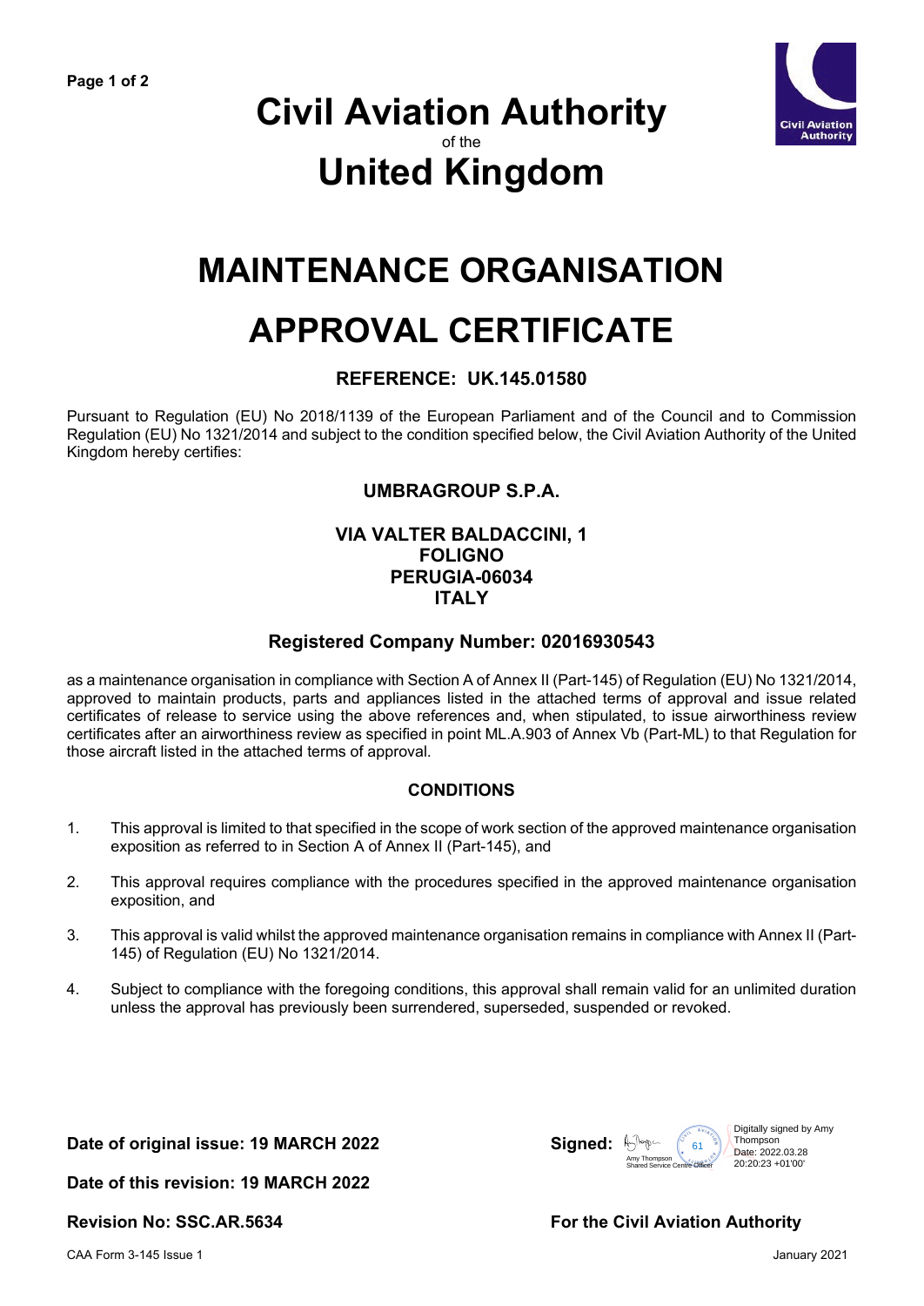# Civil Aviation Authority

of the

# United Kingdom

# MAINTENANCE ORGANISATION APPROVAL CERTIFICATE

### REFERENCE: UK.145.01580

Pursuant to Regulation (EU) No 2018/1139 of the European Parliament and of the Council and to Commission Regulation (EU) No 1321/2014 and subject to the condition specified below, the Civil Aviation Authority of the United Kingdom hereby certifies:

**UMBRAGROUP S.P.A.**

**VIA VALTER BALDACCINI, 1**
**FOLIGNO**
**PERUGIA-06034**
**ITALY**

**Registered Company Number: 02016930543**

as a maintenance organisation in compliance with Section A of Annex II (Part-145) of Regulation (EU) No 1321/2014, approved to maintain products, parts and appliances listed in the attached terms of approval and issue related certificates of release to service using the above references and, when stipulated, to issue airworthiness review certificates after an airworthiness review as specified in point ML.A.903 of Annex Vb (Part-ML) to that Regulation for those aircraft listed in the attached terms of approval.

### CONDITIONS

1. This approval is limited to that specified in the scope of work section of the approved maintenance organisation exposition as referred to in Section A of Annex II (Part-145), and

2. This approval requires compliance with the procedures specified in the approved maintenance organisation exposition, and

3. This approval is valid whilst the approved maintenance organisation remains in compliance with Annex II (Part-145) of Regulation (EU) No 1321/2014.

4. Subject to compliance with the foregoing conditions, this approval shall remain valid for an unlimited duration unless the approval has previously been surrendered, superseded, suspended or revoked.

**Date of original issue: 19 MARCH 2022**

**Date of this revision: 19 MARCH 2022**

**Revision No: SSC.AR.5634**

**Signed:** Amy Thompson, Shared Service Centre Officer

Digitally signed by Amy Thompson
Date: 2022.03.28 20:20:23 +01'00'

**For the Civil Aviation Authority**

CAA Form 3-145 Issue 1 — January 2021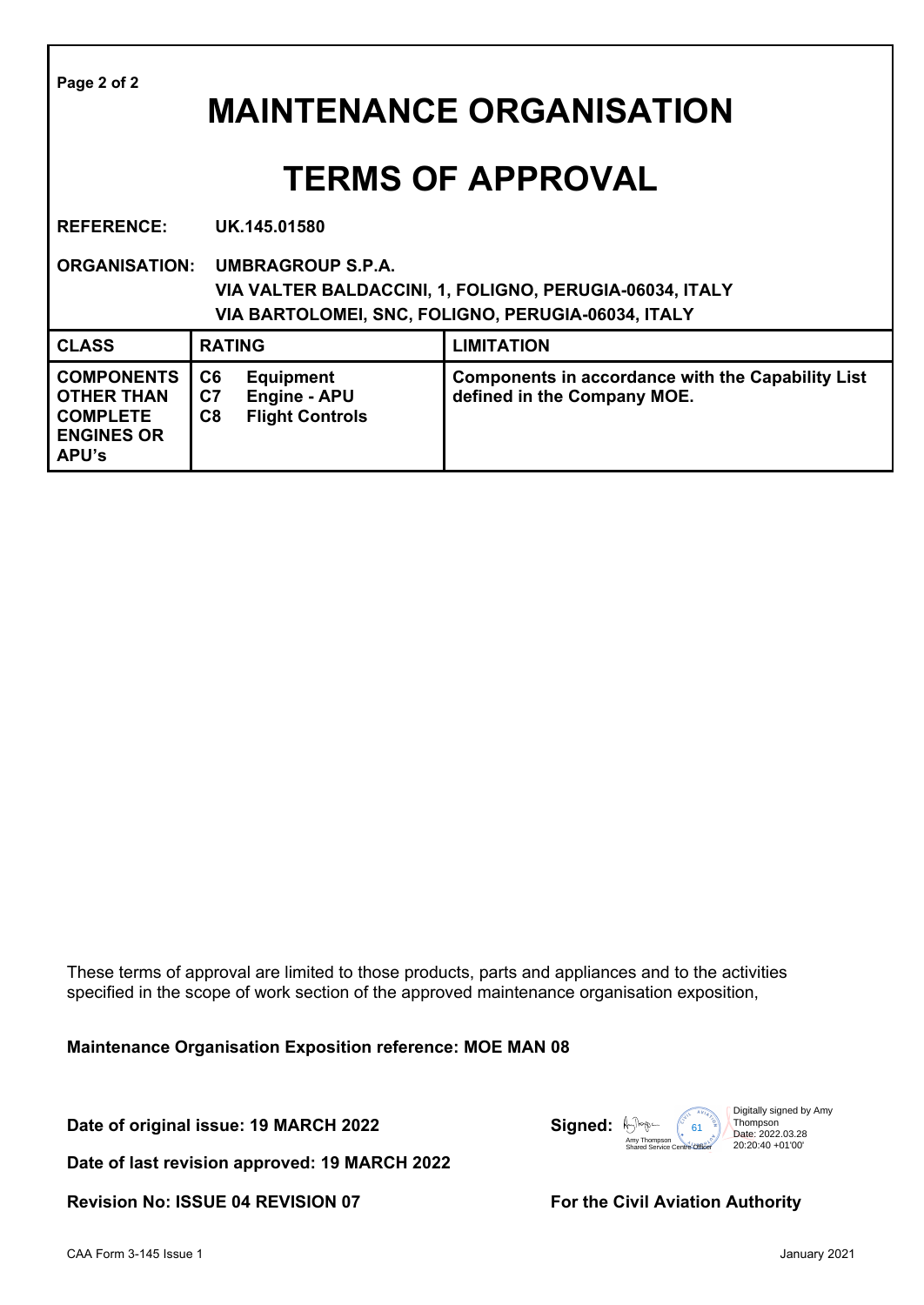# MAINTENANCE ORGANISATION

# TERMS OF APPROVAL

**REFERENCE:** **UK.145.01580**

**ORGANISATION:** **UMBRAGROUP S.P.A.**
**VIA VALTER BALDACCINI, 1, FOLIGNO, PERUGIA-06034, ITALY**
**VIA BARTOLOMEI, SNC, FOLIGNO, PERUGIA-06034, ITALY**

| CLASS | RATING | LIMITATION |
|---|---|---|
| **COMPONENTS OTHER THAN COMPLETE ENGINES OR APU's** | **C6 Equipment**<br>**C7 Engine - APU**<br>**C8 Flight Controls** | **Components in accordance with the Capability List defined in the Company MOE.** |

These terms of approval are limited to those products, parts and appliances and to the activities specified in the scope of work section of the approved maintenance organisation exposition,

**Maintenance Organisation Exposition reference: MOE MAN 08**

**Date of original issue: 19 MARCH 2022**

**Date of last revision approved: 19 MARCH 2022**

**Revision No: ISSUE 04 REVISION 07**

**Signed:** Amy Thompson, Shared Service Centre Officer
Digitally signed by Amy Thompson
Date: 2022.03.28 20:20:40 +01'00'

**For the Civil Aviation Authority**

CAA Form 3-145 Issue 1 January 2021